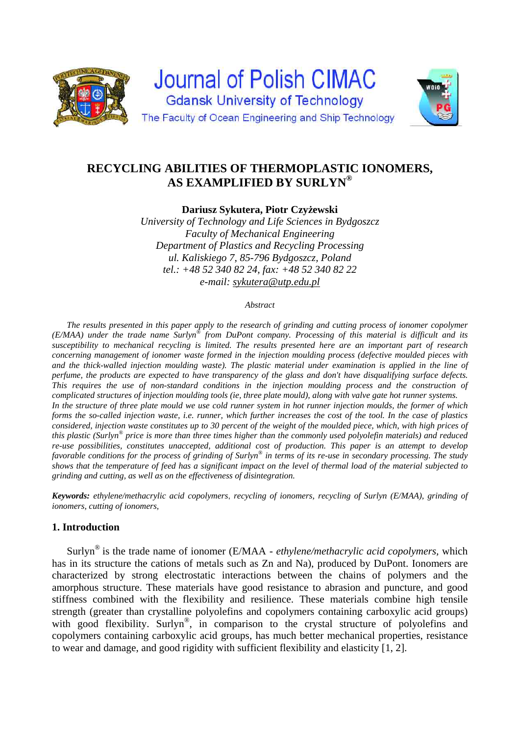Journal of Polish CIMAC
Gdansk University of Technology
The Faculty of Ocean Engineering and Ship Technology

# RECYCLING ABILITIES OF THERMOPLASTIC IONOMERS, AS EXAMPLIFIED BY SURLYN®

**Dariusz Sykutera, Piotr Czyżewski**

*University of Technology and Life Sciences in Bydgoszcz*
*Faculty of Mechanical Engineering*
*Department of Plastics and Recycling Processing*
*ul. Kaliskiego 7, 85-796 Bydgoszcz, Poland*
*tel.: +48 52 340 82 24, fax: +48 52 340 82 22*
*e-mail: sykutera@utp.edu.pl*

*Abstract*

*The results presented in this paper apply to the research of grinding and cutting process of ionomer copolymer (E/MAA) under the trade name Surlyn® from DuPont company. Processing of this material is difficult and its susceptibility to mechanical recycling is limited. The results presented here are an important part of research concerning management of ionomer waste formed in the injection moulding process (defective moulded pieces with and the thick-walled injection moulding waste). The plastic material under examination is applied in the line of perfume, the products are expected to have transparency of the glass and don't have disqualifying surface defects. This requires the use of non-standard conditions in the injection moulding process and the construction of complicated structures of injection moulding tools (ie, three plate mould), along with valve gate hot runner systems.*
*In the structure of three plate mould we use cold runner system in hot runner injection moulds, the former of which forms the so-called injection waste, i.e. runner, which further increases the cost of the tool. In the case of plastics considered, injection waste constitutes up to 30 percent of the weight of the moulded piece, which, with high prices of this plastic (Surlyn® price is more than three times higher than the commonly used polyolefin materials) and reduced re-use possibilities, constitutes unaccepted, additional cost of production. This paper is an attempt to develop favorable conditions for the process of grinding of Surlyn® in terms of its re-use in secondary processing. The study shows that the temperature of feed has a significant impact on the level of thermal load of the material subjected to grinding and cutting, as well as on the effectiveness of disintegration.*

***Keywords:** ethylene/methacrylic acid copolymers, recycling of ionomers, recycling of Surlyn (E/MAA), grinding of ionomers, cutting of ionomers,*

## 1. Introduction

Surlyn® is the trade name of ionomer (E/MAA - *ethylene/methacrylic acid copolymers*, which has in its structure the cations of metals such as Zn and Na), produced by DuPont. Ionomers are characterized by strong electrostatic interactions between the chains of polymers and the amorphous structure. These materials have good resistance to abrasion and puncture, and good stiffness combined with the flexibility and resilience. These materials combine high tensile strength (greater than crystalline polyolefins and copolymers containing carboxylic acid groups) with good flexibility. Surlyn®, in comparison to the crystal structure of polyolefins and copolymers containing carboxylic acid groups, has much better mechanical properties, resistance to wear and damage, and good rigidity with sufficient flexibility and elasticity [1, 2].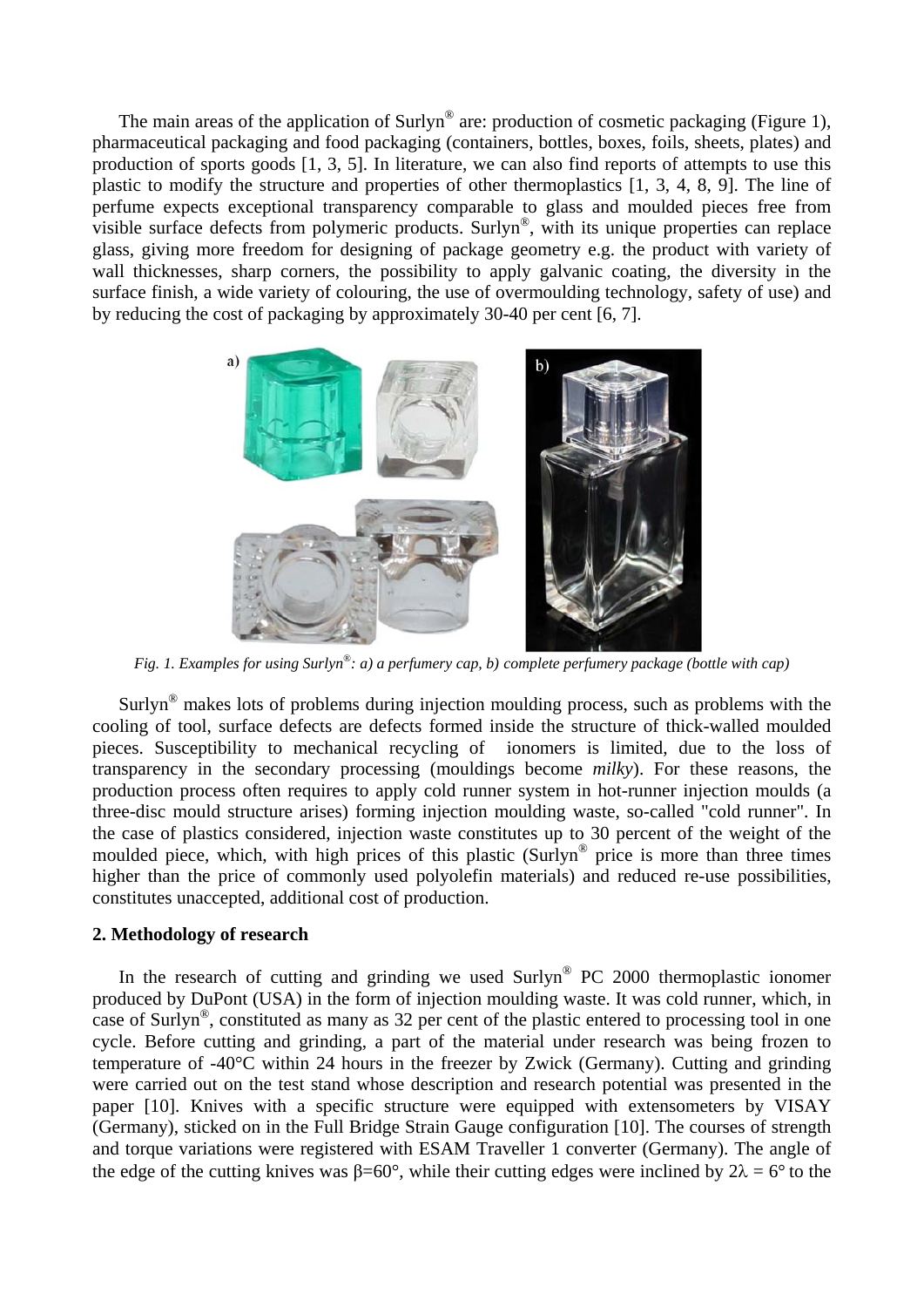The main areas of the application of Surlyn® are: production of cosmetic packaging (Figure 1), pharmaceutical packaging and food packaging (containers, bottles, boxes, foils, sheets, plates) and production of sports goods [1, 3, 5]. In literature, we can also find reports of attempts to use this plastic to modify the structure and properties of other thermoplastics [1, 3, 4, 8, 9]. The line of perfume expects exceptional transparency comparable to glass and moulded pieces free from visible surface defects from polymeric products. Surlyn®, with its unique properties can replace glass, giving more freedom for designing of package geometry e.g. the product with variety of wall thicknesses, sharp corners, the possibility to apply galvanic coating, the diversity in the surface finish, a wide variety of colouring, the use of overmoulding technology, safety of use) and by reducing the cost of packaging by approximately 30-40 per cent [6, 7].

*Fig. 1. Examples for using Surlyn®: a) a perfumery cap, b) complete perfumery package (bottle with cap)*

Surlyn® makes lots of problems during injection moulding process, such as problems with the cooling of tool, surface defects are defects formed inside the structure of thick-walled moulded pieces. Susceptibility to mechanical recycling of ionomers is limited, due to the loss of transparency in the secondary processing (mouldings become *milky*). For these reasons, the production process often requires to apply cold runner system in hot-runner injection moulds (a three-disc mould structure arises) forming injection moulding waste, so-called "cold runner". In the case of plastics considered, injection waste constitutes up to 30 percent of the weight of the moulded piece, which, with high prices of this plastic (Surlyn® price is more than three times higher than the price of commonly used polyolefin materials) and reduced re-use possibilities, constitutes unaccepted, additional cost of production.

## 2. Methodology of research

In the research of cutting and grinding we used Surlyn® PC 2000 thermoplastic ionomer produced by DuPont (USA) in the form of injection moulding waste. It was cold runner, which, in case of Surlyn®, constituted as many as 32 per cent of the plastic entered to processing tool in one cycle. Before cutting and grinding, a part of the material under research was being frozen to temperature of -40°C within 24 hours in the freezer by Zwick (Germany). Cutting and grinding were carried out on the test stand whose description and research potential was presented in the paper [10]. Knives with a specific structure were equipped with extensometers by VISAY (Germany), sticked on in the Full Bridge Strain Gauge configuration [10]. The courses of strength and torque variations were registered with ESAM Traveller 1 converter (Germany). The angle of the edge of the cutting knives was $\beta=60°$, while their cutting edges were inclined by $2\lambda = 6°$ to the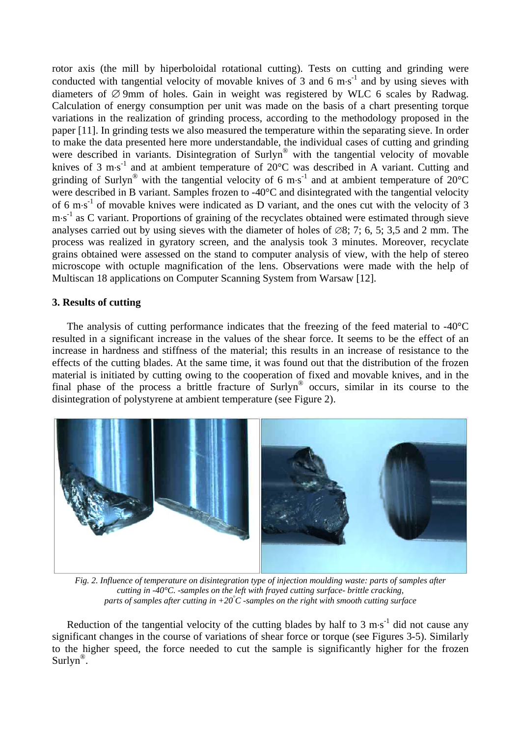rotor axis (the mill by hiperboloidal rotational cutting). Tests on cutting and grinding were conducted with tangential velocity of movable knives of 3 and 6 $m \cdot s^{-1}$ and by using sieves with diameters of ∅ 9mm of holes. Gain in weight was registered by WLC 6 scales by Radwag. Calculation of energy consumption per unit was made on the basis of a chart presenting torque variations in the realization of grinding process, according to the methodology proposed in the paper [11]. In grinding tests we also measured the temperature within the separating sieve. In order to make the data presented here more understandable, the individual cases of cutting and grinding were described in variants. Disintegration of Surlyn® with the tangential velocity of movable knives of 3 $m \cdot s^{-1}$ and at ambient temperature of 20°C was described in A variant. Cutting and grinding of Surlyn® with the tangential velocity of 6 $m \cdot s^{-1}$ and at ambient temperature of 20°C were described in B variant. Samples frozen to -40°C and disintegrated with the tangential velocity of 6 $m \cdot s^{-1}$ of movable knives were indicated as D variant, and the ones cut with the velocity of 3 $m \cdot s^{-1}$ as C variant. Proportions of graining of the recyclates obtained were estimated through sieve analyses carried out by using sieves with the diameter of holes of ∅8; 7; 6, 5; 3,5 and 2 mm. The process was realized in gyratory screen, and the analysis took 3 minutes. Moreover, recyclate grains obtained were assessed on the stand to computer analysis of view, with the help of stereo microscope with octuple magnification of the lens. Observations were made with the help of Multiscan 18 applications on Computer Scanning System from Warsaw [12].

## 3. Results of cutting

The analysis of cutting performance indicates that the freezing of the feed material to -40°C resulted in a significant increase in the values of the shear force. It seems to be the effect of an increase in hardness and stiffness of the material; this results in an increase of resistance to the effects of the cutting blades. At the same time, it was found out that the distribution of the frozen material is initiated by cutting owing to the cooperation of fixed and movable knives, and in the final phase of the process a brittle fracture of Surlyn® occurs, similar in its course to the disintegration of polystyrene at ambient temperature (see Figure 2).

*Fig. 2. Influence of temperature on disintegration type of injection moulding waste: parts of samples after cutting in -40°C. -samples on the left with frayed cutting surface- brittle cracking, parts of samples after cutting in +20°C -samples on the right with smooth cutting surface*

Reduction of the tangential velocity of the cutting blades by half to 3 $m \cdot s^{-1}$ did not cause any significant changes in the course of variations of shear force or torque (see Figures 3-5). Similarly to the higher speed, the force needed to cut the sample is significantly higher for the frozen Surlyn®.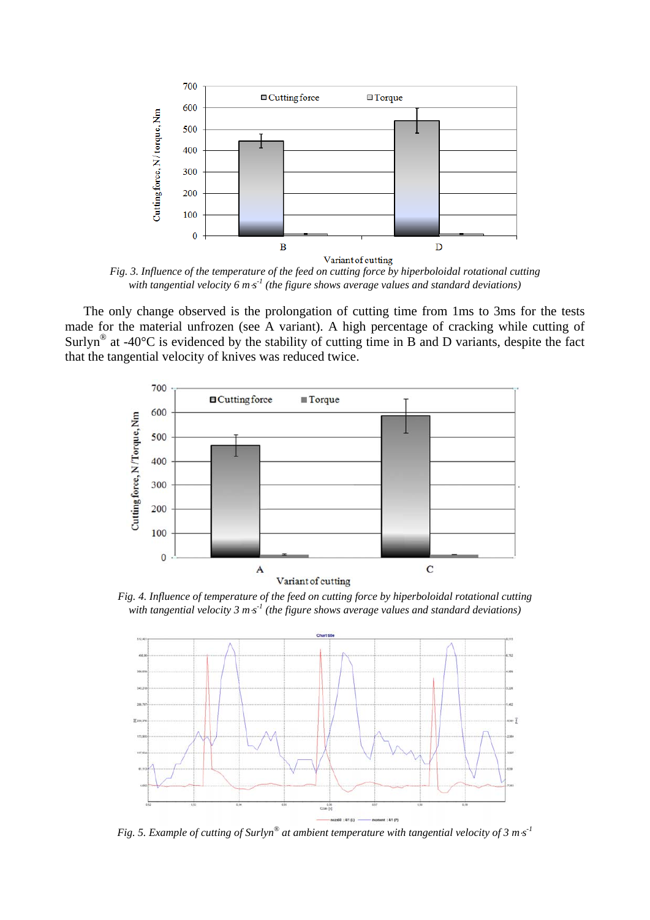*Fig. 3. Influence of the temperature of the feed on cutting force by hiperboloidal rotational cutting with tangential velocity 6 m·s$^{-1}$ (the figure shows average values and standard deviations)*

The only change observed is the prolongation of cutting time from 1ms to 3ms for the tests made for the material unfrozen (see A variant). A high percentage of cracking while cutting of Surlyn® at -40°C is evidenced by the stability of cutting time in B and D variants, despite the fact that the tangential velocity of knives was reduced twice.

*Fig. 4. Influence of temperature of the feed on cutting force by hiperboloidal rotational cutting with tangential velocity 3 m·s$^{-1}$ (the figure shows average values and standard deviations)*

*Fig. 5. Example of cutting of Surlyn® at ambient temperature with tangential velocity of 3 m·s$^{-1}$*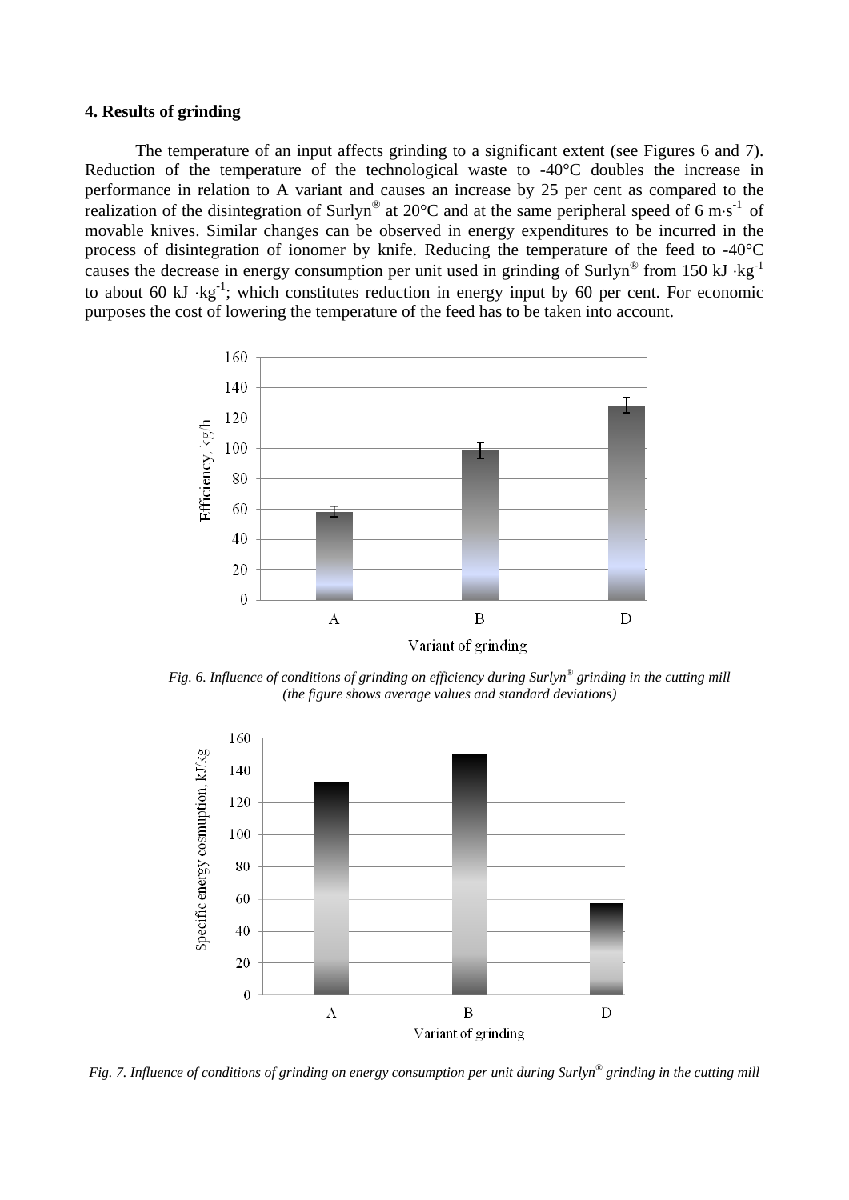### 4. Results of grinding

The temperature of an input affects grinding to a significant extent (see Figures 6 and 7). Reduction of the temperature of the technological waste to -40°C doubles the increase in performance in relation to A variant and causes an increase by 25 per cent as compared to the realization of the disintegration of Surlyn® at 20°C and at the same peripheral speed of 6 $m \cdot s^{-1}$ of movable knives. Similar changes can be observed in energy expenditures to be incurred in the process of disintegration of ionomer by knife. Reducing the temperature of the feed to -40°C causes the decrease in energy consumption per unit used in grinding of Surlyn® from 150 $kJ \cdot kg^{-1}$ to about 60 $kJ \cdot kg^{-1}$; which constitutes reduction in energy input by 60 per cent. For economic purposes the cost of lowering the temperature of the feed has to be taken into account.

*Fig. 6. Influence of conditions of grinding on efficiency during Surlyn® grinding in the cutting mill (the figure shows average values and standard deviations)*

*Fig. 7. Influence of conditions of grinding on energy consumption per unit during Surlyn® grinding in the cutting mill*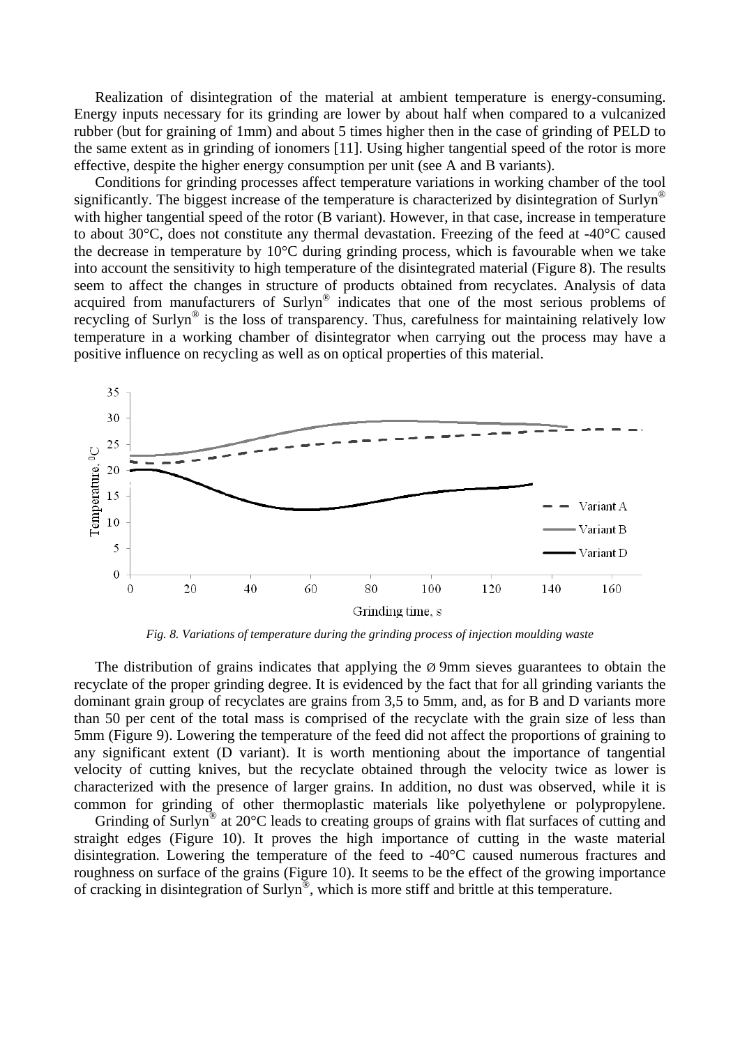Realization of disintegration of the material at ambient temperature is energy-consuming. Energy inputs necessary for its grinding are lower by about half when compared to a vulcanized rubber (but for graining of 1mm) and about 5 times higher then in the case of grinding of PELD to the same extent as in grinding of ionomers [11]. Using higher tangential speed of the rotor is more effective, despite the higher energy consumption per unit (see A and B variants).

Conditions for grinding processes affect temperature variations in working chamber of the tool significantly. The biggest increase of the temperature is characterized by disintegration of Surlyn® with higher tangential speed of the rotor (B variant). However, in that case, increase in temperature to about 30°C, does not constitute any thermal devastation. Freezing of the feed at -40°C caused the decrease in temperature by 10°C during grinding process, which is favourable when we take into account the sensitivity to high temperature of the disintegrated material (Figure 8). The results seem to affect the changes in structure of products obtained from recyclates. Analysis of data acquired from manufacturers of Surlyn® indicates that one of the most serious problems of recycling of Surlyn® is the loss of transparency. Thus, carefulness for maintaining relatively low temperature in a working chamber of disintegrator when carrying out the process may have a positive influence on recycling as well as on optical properties of this material.

*Fig. 8. Variations of temperature during the grinding process of injection moulding waste*

The distribution of grains indicates that applying the ø 9mm sieves guarantees to obtain the recyclate of the proper grinding degree. It is evidenced by the fact that for all grinding variants the dominant grain group of recyclates are grains from 3,5 to 5mm, and, as for B and D variants more than 50 per cent of the total mass is comprised of the recyclate with the grain size of less than 5mm (Figure 9). Lowering the temperature of the feed did not affect the proportions of graining to any significant extent (D variant). It is worth mentioning about the importance of tangential velocity of cutting knives, but the recyclate obtained through the velocity twice as lower is characterized with the presence of larger grains. In addition, no dust was observed, while it is common for grinding of other thermoplastic materials like polyethylene or polypropylene.

Grinding of Surlyn® at 20°C leads to creating groups of grains with flat surfaces of cutting and straight edges (Figure 10). It proves the high importance of cutting in the waste material disintegration. Lowering the temperature of the feed to -40°C caused numerous fractures and roughness on surface of the grains (Figure 10). It seems to be the effect of the growing importance of cracking in disintegration of Surlyn®, which is more stiff and brittle at this temperature.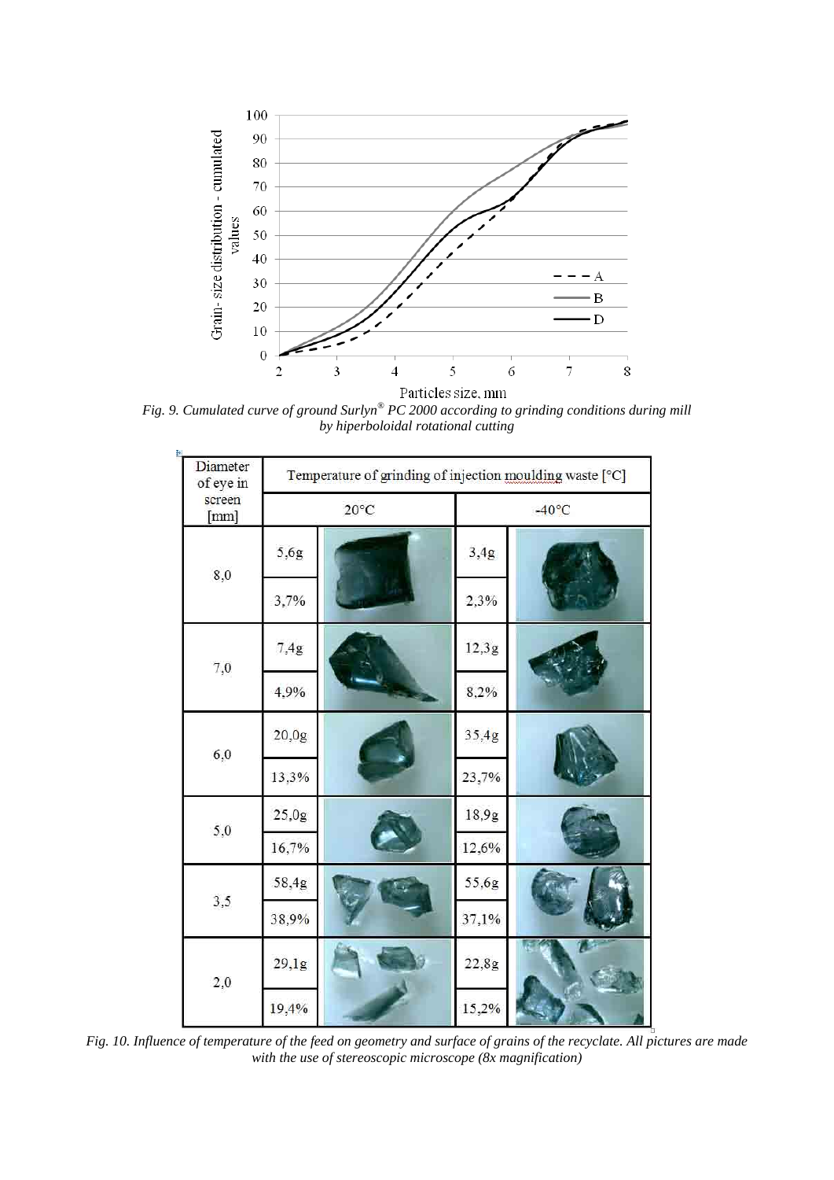*Fig. 9. Cumulated curve of ground Surlyn® PC 2000 according to grinding conditions during mill by hiperboloidal rotational cutting*

| Diameter of eye in screen [mm] | Temperature of grinding of injection moulding waste [°C] | | | |
|---|---|---|---|---|
| | 20°C | | -40°C | |
| 8,0 | 5,6g / 3,7% | | 3,4g / 2,3% | |
| 7,0 | 7,4g / 4,9% | | 12,3g / 8,2% | |
| 6,0 | 20,0g / 13,3% | | 35,4g / 23,7% | |
| 5,0 | 25,0g / 16,7% | | 18,9g / 12,6% | |
| 3,5 | 58,4g / 38,9% | | 55,6g / 37,1% | |
| 2,0 | 29,1g / 19,4% | | 22,8g / 15,2% | |

*Fig. 10. Influence of temperature of the feed on geometry and surface of grains of the recyclate. All pictures are made with the use of stereoscopic microscope (8x magnification)*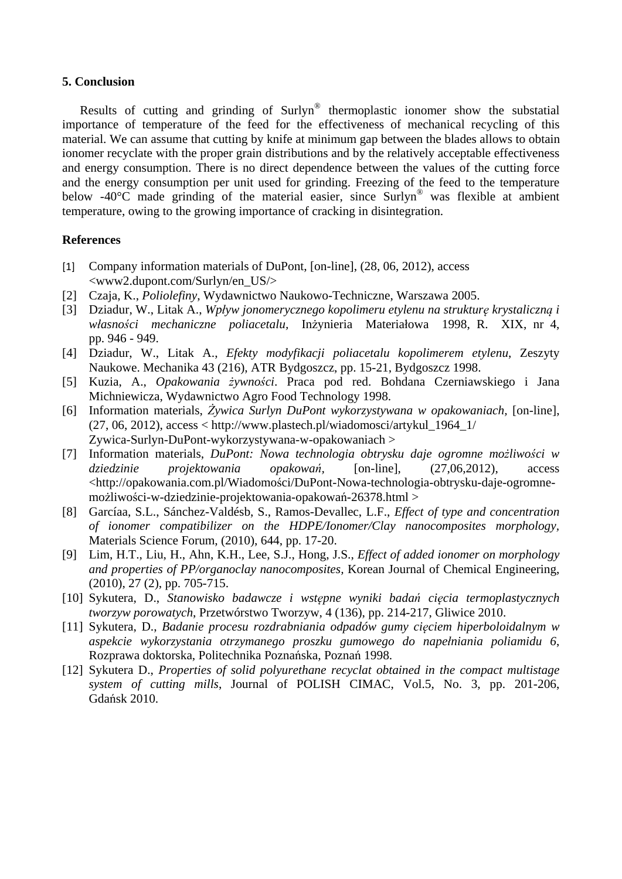## 5. Conclusion

Results of cutting and grinding of Surlyn® thermoplastic ionomer show the substatial importance of temperature of the feed for the effectiveness of mechanical recycling of this material. We can assume that cutting by knife at minimum gap between the blades allows to obtain ionomer recyclate with the proper grain distributions and by the relatively acceptable effectiveness and energy consumption. There is no direct dependence between the values of the cutting force and the energy consumption per unit used for grinding. Freezing of the feed to the temperature below -40°C made grinding of the material easier, since Surlyn® was flexible at ambient temperature, owing to the growing importance of cracking in disintegration.

## References

[1] Company information materials of DuPont, [on-line], (28, 06, 2012), access <www2.dupont.com/Surlyn/en_US/>

[2] Czaja, K., *Poliolefiny*, Wydawnictwo Naukowo-Techniczne, Warszawa 2005.

[3] Dziadur, W., Litak A., *Wpływ jonomerycznego kopolimeru etylenu na strukturę krystaliczną i własności mechaniczne poliacetalu*, Inżynieria Materiałowa 1998, R. XIX, nr 4, pp. 946 - 949.

[4] Dziadur, W., Litak A., *Efekty modyfikacji poliacetalu kopolimerem etylenu*, Zeszyty Naukowe. Mechanika 43 (216), ATR Bydgoszcz, pp. 15-21, Bydgoszcz 1998.

[5] Kuzia, A., *Opakowania żywności*. Praca pod red. Bohdana Czerniawskiego i Jana Michniewicza, Wydawnictwo Agro Food Technology 1998.

[6] Information materials, *Żywica Surlyn DuPont wykorzystywana w opakowaniach*, [on-line], (27, 06, 2012), access < http://www.plastech.pl/wiadomosci/artykul_1964_1/Zywica-Surlyn-DuPont-wykorzystywana-w-opakowaniach >

[7] Information materials, *DuPont: Nowa technologia obtrysku daje ogromne możliwości w dziedzinie projektowania opakowań*, [on-line], (27,06,2012), access <http://opakowania.com.pl/Wiadomości/DuPont-Nowa-technologia-obtrysku-daje-ogromne-możliwości-w-dziedzinie-projektowania-opakowań-26378.html >

[8] Garcíaa, S.L., Sánchez-Valdésb, S., Ramos-Devallec, L.F., *Effect of type and concentration of ionomer compatibilizer on the HDPE/Ionomer/Clay nanocomposites morphology*, Materials Science Forum, (2010), 644, pp. 17-20.

[9] Lim, H.T., Liu, H., Ahn, K.H., Lee, S.J., Hong, J.S., *Effect of added ionomer on morphology and properties of PP/organoclay nanocomposites*, Korean Journal of Chemical Engineering, (2010), 27 (2), pp. 705-715.

[10] Sykutera, D., *Stanowisko badawcze i wstępne wyniki badań cięcia termoplastycznych tworzyw porowatych*, Przetwórstwo Tworzyw, 4 (136), pp. 214-217, Gliwice 2010.

[11] Sykutera, D., *Badanie procesu rozdrabniania odpadów gumy cięciem hiperboloidalnym w aspekcie wykorzystania otrzymanego proszku gumowego do napełniania poliamidu 6*, Rozprawa doktorska, Politechnika Poznańska, Poznań 1998.

[12] Sykutera D., *Properties of solid polyurethane recyclat obtained in the compact multistage system of cutting mills*, Journal of POLISH CIMAC, Vol.5, No. 3, pp. 201-206, Gdańsk 2010.